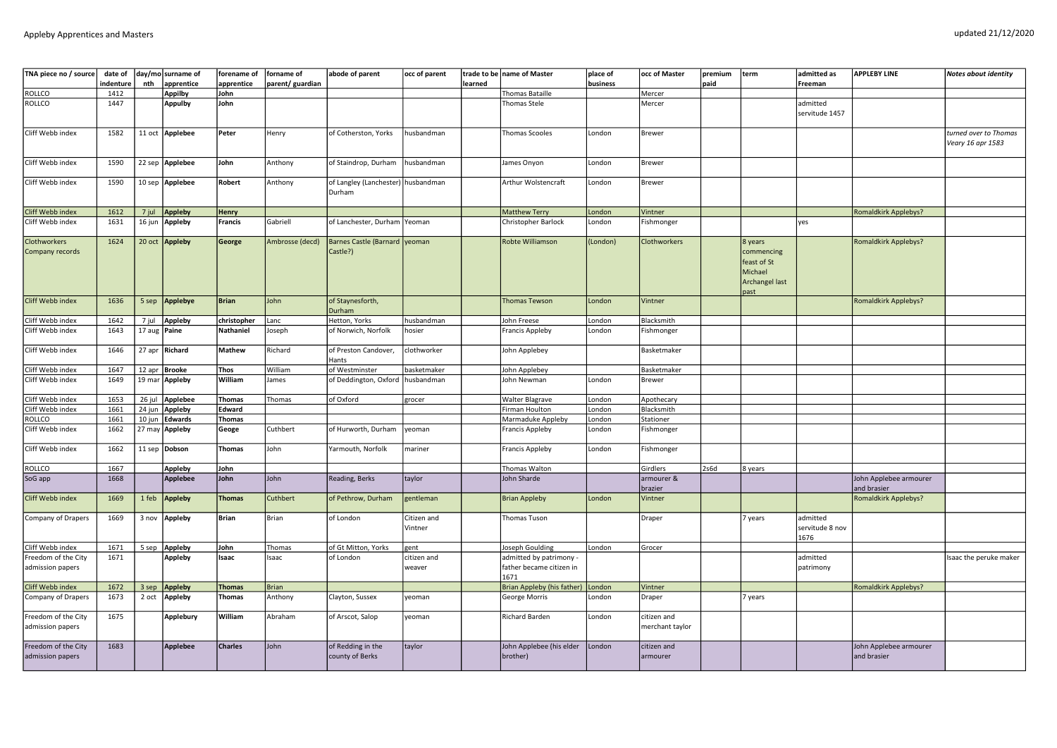# Appleby Apprentices and Masters

updated 21/12/2020

| TNA piece no / source | date of indenture | day/month | surname of apprentice | forename of apprentice | forname of parent/ guardian | abode of parent | occ of parent | trade to be learned | name of Master | place of business | occ of Master | premium paid | term | admitted as Freeman | APPLEBY LINE | Notes about identity |
|---|---|---|---|---|---|---|---|---|---|---|---|---|---|---|---|---|
| ROLLCO | 1412 | | Appilby | John | | | | | Thomas Bataille | | Mercer | | | | | |
| ROLLCO | 1447 | | Appulby | John | | | | | Thomas Stele | | Mercer | | | admitted servitude 1457 | | |
| Cliff Webb index | 1582 | 11 oct | Applebee | Peter | Henry | of Cotherston, Yorks | husbandman | | Thomas Scooles | London | Brewer | | | | | *turned over to Thomas Veary 16 apr 1583* |
| Cliff Webb index | 1590 | 22 sep | Applebee | John | Anthony | of Staindrop, Durham | husbandman | | James Onyon | London | Brewer | | | | | |
| Cliff Webb index | 1590 | 10 sep | Applebee | Robert | Anthony | of Langley (Lanchester) Durham | husbandman | | Arthur Wolstencraft | London | Brewer | | | | | |
| Cliff Webb index | 1612 | 7 jul | Appleby | Henry | | | | | Matthew Terry | London | Vintner | | | | Romaldkirk Applebys? | |
| Cliff Webb index | 1631 | 16 jun | Appleby | Francis | Gabriell | of Lanchester, Durham | Yeoman | | Christopher Barlock | London | Fishmonger | | | yes | | |
| Clothworkers Company records | 1624 | 20 oct | Appleby | George | Ambrosse (decd) | Barnes Castle (Barnard Castle?) | yeoman | | Robte Williamson | (London) | Clothworkers | | 8 years commencing feast of St Michael Archangel last past | | Romaldkirk Applebys? | |
| Cliff Webb index | 1636 | 5 sep | Applebye | Brian | John | of Staynesforth, Durham | | | Thomas Tewson | London | Vintner | | | | Romaldkirk Applebys? | |
| Cliff Webb index | 1642 | 7 jul | Appleby | christopher | Lanc | Hetton, Yorks | husbandman | | John Freese | London | Blacksmith | | | | | |
| Cliff Webb index | 1643 | 17 aug | Paine | Nathaniel | Joseph | of Norwich, Norfolk | hosier | | Francis Appleby | London | Fishmonger | | | | | |
| Cliff Webb index | 1646 | 27 apr | Richard | Mathew | Richard | of Preston Candover, Hants | clothworker | | John Applebey | | Basketmaker | | | | | |
| Cliff Webb index | 1647 | 12 apr | Brooke | Thos | William | of Westminster | basketmaker | | John Applebey | | Basketmaker | | | | | |
| Cliff Webb index | 1649 | 19 mar | Appleby | William | James | of Deddington, Oxford | husbandman | | John Newman | London | Brewer | | | | | |
| Cliff Webb index | 1653 | 26 jul | Applebee | Thomas | Thomas | of Oxford | grocer | | Walter Blagrave | London | Apothecary | | | | | |
| Cliff Webb index | 1661 | 24 jun | Appleby | Edward | | | | | Firman Houlton | London | Blacksmith | | | | | |
| ROLLCO | 1661 | 10 jun | Edwards | Thomas | | | | | Marmaduke Appleby | London | Stationer | | | | | |
| Cliff Webb index | 1662 | 27 may | Appleby | Geoge | Cuthbert | of Hurworth, Durham | yeoman | | Francis Appleby | London | Fishmonger | | | | | |
| Cliff Webb index | 1662 | 11 sep | Dobson | Thomas | John | Yarmouth, Norfolk | mariner | | Francis Appleby | London | Fishmonger | | | | | |
| ROLLCO | 1667 | | Appleby | John | | | | | Thomas Walton | | Girdlers | 2s6d | 8 years | | | |
| SoG app | 1668 | | Applebee | John | John | Reading, Berks | taylor | | John Sharde | | armourer & brazier | | | | John Applebee armourer and brasier | |
| Cliff Webb index | 1669 | 1 feb | Appleby | Thomas | Cuthbert | of Pethrow, Durham | gentleman | | Brian Appleby | London | Vintner | | | | Romaldkirk Applebys? | |
| Company of Drapers | 1669 | 3 nov | Appleby | Brian | Brian | of London | Citizen and Vintner | | Thomas Tuson | | Draper | | 7 years | admitted servitude 8 nov 1676 | | |
| Cliff Webb index | 1671 | 5 sep | Appleby | John | Thomas | of Gt Mitton, Yorks | gent | | Joseph Goulding | London | Grocer | | | | | |
| Freedom of the City admission papers | 1671 | | Appleby | Isaac | Isaac | of London | citizen and weaver | | admitted by patrimony - father became citizen in 1671 | | | | | admitted patrimony | | Isaac the peruke maker |
| Cliff Webb index | 1672 | 3 sep | Appleby | Thomas | Brian | | | | Brian Appleby (his father) | London | Vintner | | | | Romaldkirk Applebys? | |
| Company of Drapers | 1673 | 2 oct | Appleby | Thomas | Anthony | Clayton, Sussex | yeoman | | George Morris | London | Draper | | 7 years | | | |
| Freedom of the City admission papers | 1675 | | Applebury | William | Abraham | of Arscot, Salop | yeoman | | Richard Barden | London | citizen and merchant taylor | | | | | |
| Freedom of the City admission papers | 1683 | | Applebee | Charles | John | of Redding in the county of Berks | taylor | | John Applebee (his elder brother) | London | citizen and armourer | | | | John Applebee armourer and brasier | |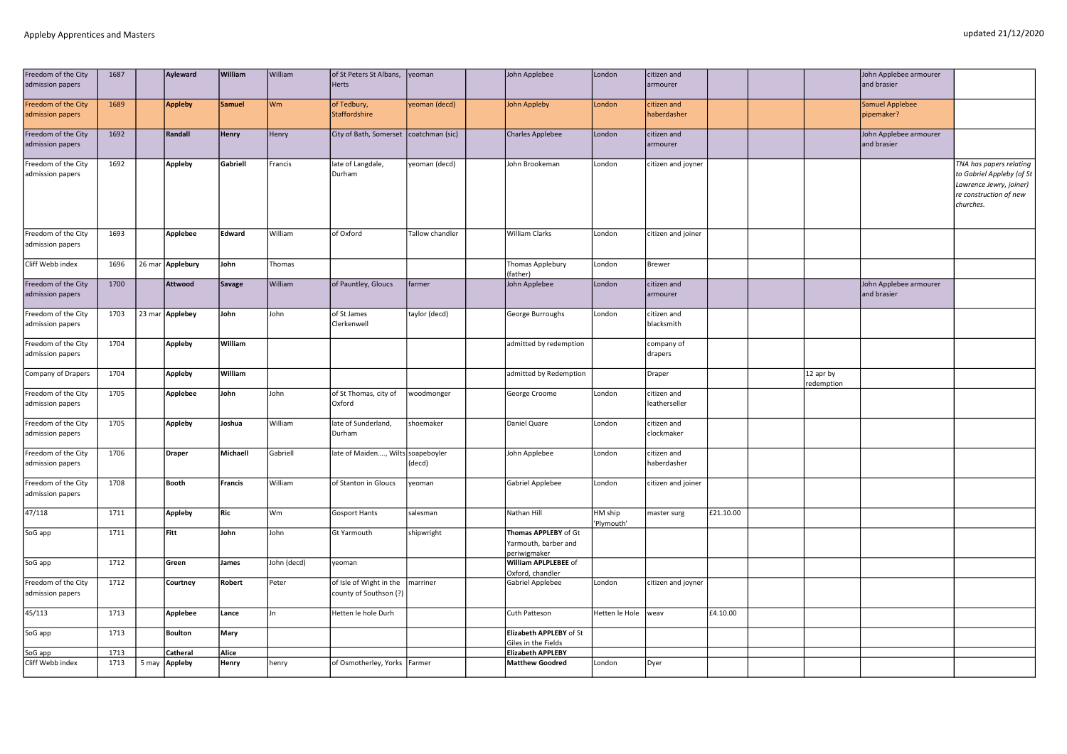| Freedom of the City admission papers | 1687 | | Ayleward | William | William | of St Peters St Albans, Herts | yeoman | | John Applebee | London | citizen and armourer | | | | John Applebee armourer and brasier | |
|---|---|---|---|---|---|---|---|---|---|---|---|---|---|---|---|---|
| Freedom of the City admission papers | 1689 | | **Appleby** | **Samuel** | Wm | of Tedbury, Staffordshire | yeoman (decd) | | John Appleby | London | citizen and haberdasher | | | | Samuel Applebee pipemaker? | |
| Freedom of the City admission papers | 1692 | | **Randall** | **Henry** | Henry | City of Bath, Somerset | coatchman (sic) | | Charles Applebee | London | citizen and armourer | | | | John Applebee armourer and brasier | |
| Freedom of the City admission papers | 1692 | | **Appleby** | **Gabriell** | Francis | late of Langdale, Durham | yeoman (decd) | | John Brookeman | London | citizen and joyner | | | | | *TNA has papers relating to Gabriel Appleby (of St Lawrence Jewry, joiner) re construction of new churches.* |
| Freedom of the City admission papers | 1693 | | **Applebee** | **Edward** | William | of Oxford | Tallow chandler | | William Clarks | London | citizen and joiner | | | | | |
| Cliff Webb index | 1696 | 26 mar | **Applebury** | **John** | Thomas | | | | Thomas Applebury (father) | London | Brewer | | | | | |
| Freedom of the City admission papers | 1700 | | **Attwood** | **Savage** | William | of Pauntley, Gloucs | farmer | | John Applebee | London | citizen and armourer | | | | John Applebee armourer and brasier | |
| Freedom of the City admission papers | 1703 | 23 mar | **Applebey** | **John** | John | of St James Clerkenwell | taylor (decd) | | George Burroughs | London | citizen and blacksmith | | | | | |
| Freedom of the City admission papers | 1704 | | **Appleby** | **William** | | | | | admitted by redemption | | company of drapers | | | | | |
| Company of Drapers | 1704 | | **Appleby** | **William** | | | | | admitted by Redemption | | Draper | | | 12 apr by redemption | | |
| Freedom of the City admission papers | 1705 | | **Applebee** | **John** | John | of St Thomas, city of Oxford | woodmonger | | George Croome | London | citizen and leatherseller | | | | | |
| Freedom of the City admission papers | 1705 | | **Appleby** | **Joshua** | William | late of Sunderland, Durham | shoemaker | | Daniel Quare | London | citizen and clockmaker | | | | | |
| Freedom of the City admission papers | 1706 | | **Draper** | **Michaell** | Gabriell | late of Maiden...., Wilts | soapeboyler (decd) | | John Applebee | London | citizen and haberdasher | | | | | |
| Freedom of the City admission papers | 1708 | | **Booth** | **Francis** | William | of Stanton in Gloucs | yeoman | | Gabriel Applebee | London | citizen and joiner | | | | | |
| 47/118 | 1711 | | **Appleby** | **Ric** | Wm | Gosport Hants | salesman | | Nathan Hill | HM ship 'Plymouth' | master surg | £21.10.00 | | | | |
| SoG app | 1711 | | **Fitt** | **John** | John | Gt Yarmouth | shipwright | | **Thomas APPLEBY** of Gt Yarmouth, barber and periwigmaker | | | | | | | |
| SoG app | 1712 | | **Green** | **James** | John (decd) | yeoman | | | **William APLPLEBEE** of Oxford, chandler | | | | | | | |
| Freedom of the City admission papers | 1712 | | **Courtney** | **Robert** | Peter | of Isle of Wight in the county of Southson (?) | marriner | | Gabriel Applebee | London | citizen and joyner | | | | | |
| 45/113 | 1713 | | **Applebee** | **Lance** | Jn | Hetten le hole Durh | | | Cuth Patteson | Hetten le Hole | weav | £4.10.00 | | | | |
| SoG app | 1713 | | **Boulton** | **Mary** | | | | | **Elizabeth APPLEBY** of St Giles in the Fields | | | | | | | |
| SoG app | 1713 | | **Catheral** | **Alice** | | | | | **Elizabeth APPLEBY** | | | | | | | |
| Cliff Webb index | 1713 | 5 may | **Appleby** | **Henry** | henry | of Osmotherley, Yorks | Farmer | | **Matthew Goodred** | London | Dyer | | | | | |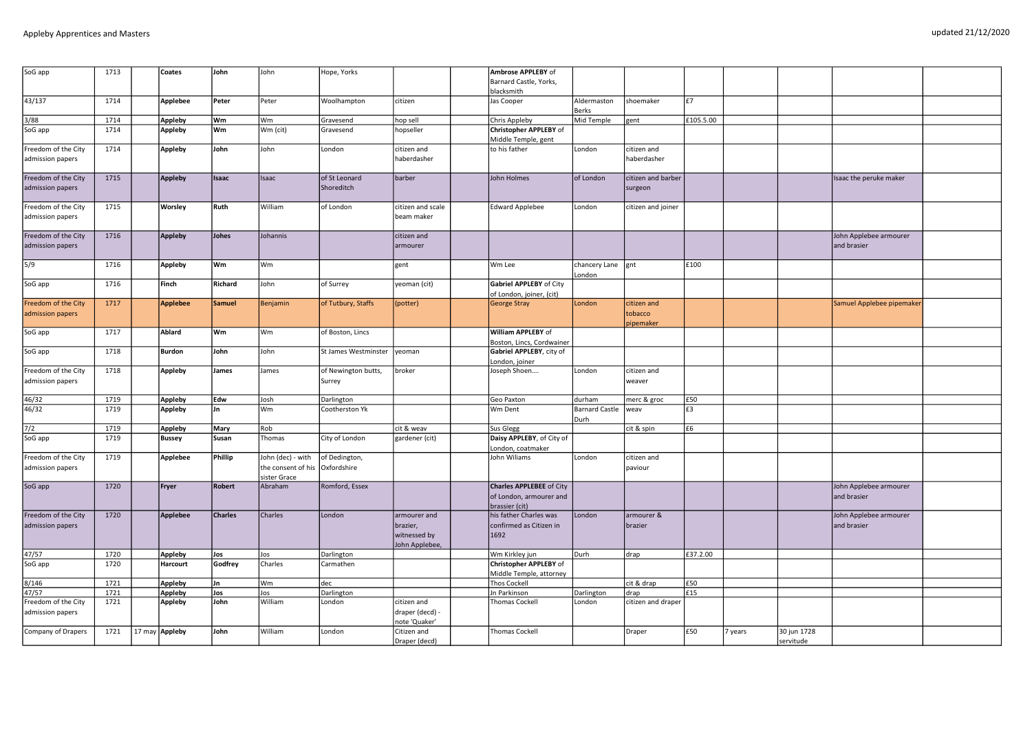| SoG app | 1713 | | **Coates** | **John** | John | Hope, Yorks | | | **Ambrose APPLEBY** of Barnard Castle, Yorks, blacksmith | | | | | | | |
|---|---|---|---|---|---|---|---|---|---|---|---|---|---|---|---|---|
| 43/137 | 1714 | | **Applebee** | **Peter** | Peter | Woolhampton | citizen | | Jas Cooper | Aldermaston Berks | shoemaker | £7 | | | | |
| 3/88 | 1714 | | **Appleby** | **Wm** | Wm | Gravesend | hop sell | | Chris Appleby | Mid Temple | gent | £105.5.00 | | | | |
| SoG app | 1714 | | **Appleby** | **Wm** | Wm (cit) | Gravesend | hopseller | | **Christopher APPLEBY** of Middle Temple, gent | | | | | | | |
| Freedom of the City admission papers | 1714 | | **Appleby** | **John** | John | London | citizen and haberdasher | | to his father | London | citizen and haberdasher | | | | | |
| Freedom of the City admission papers | 1715 | | **Appleby** | **Isaac** | Isaac | of St Leonard Shoreditch | barber | | John Holmes | of London | citizen and barber surgeon | | | | Isaac the peruke maker | |
| Freedom of the City admission papers | 1715 | | **Worsley** | **Ruth** | William | of London | citizen and scale beam maker | | Edward Applebee | London | citizen and joiner | | | | | |
| Freedom of the City admission papers | 1716 | | **Appleby** | **Johes** | Johannis | | citizen and armourer | | | | | | | | John Applebee armourer and brasier | |
| 5/9 | 1716 | | **Appleby** | **Wm** | Wm | | gent | | Wm Lee | chancery Lane London | gnt | £100 | | | | |
| SoG app | 1716 | | **Finch** | **Richard** | John | of Surrey | yeoman (cit) | | **Gabriel APPLEBY** of City of London, joiner, (cit) | | | | | | | |
| Freedom of the City admission papers | 1717 | | **Applebee** | **Samuel** | Benjamin | of Tutbury, Staffs | (potter) | | George Stray | London | citizen and tobacco pipemaker | | | | Samuel Applebee pipemaker | |
| SoG app | 1717 | | **Ablard** | **Wm** | Wm | of Boston, Lincs | | | **William APPLEBY** of Boston, Lincs, Cordwainer | | | | | | | |
| SoG app | 1718 | | **Burdon** | **John** | John | St James Westminster | yeoman | | **Gabriel APPLEBY**, city of London, joiner | | | | | | | |
| Freedom of the City admission papers | 1718 | | **Appleby** | **James** | James | of Newington butts, Surrey | broker | | Joseph Shoen…. | London | citizen and weaver | | | | | |
| 46/32 | 1719 | | **Appleby** | **Edw** | Josh | Darlington | | | Geo Paxton | durham | merc & groc | £50 | | | | |
| 46/32 | 1719 | | **Appleby** | **Jn** | Wm | Cootherston Yk | | | Wm Dent | Barnard Castle Durh | weav | £3 | | | | |
| 7/2 | 1719 | | **Appleby** | **Mary** | Rob | | cit & weav | | Sus Glegg | | cit & spin | £6 | | | | |
| SoG app | 1719 | | **Bussey** | **Susan** | Thomas | City of London | gardener (cit) | | **Daisy APPLEBY**, of City of London, coatmaker | | | | | | | |
| Freedom of the City admission papers | 1719 | | **Applebee** | **Phillip** | John (dec) - with the consent of his sister Grace | of Dedington, Oxfordshire | | | John Wiliams | London | citizen and paviour | | | | | |
| SoG app | 1720 | | **Fryer** | **Robert** | Abraham | Romford, Essex | | | **Charles APPLEBEE** of City of London, armourer and brassier (cit) | | | | | | John Applebee armourer and brasier | |
| Freedom of the City admission papers | 1720 | | **Applebee** | **Charles** | Charles | London | armourer and brazier, witnessed by John Applebee, | | his father Charles was confirmed as Citizen in 1692 | London | armourer & brazier | | | | John Applebee armourer and brasier | |
| 47/57 | 1720 | | **Appleby** | **Jos** | Jos | Darlington | | | Wm Kirkley jun | Durh | drap | £37.2.00 | | | | |
| SoG app | 1720 | | **Harcourt** | **Godfrey** | Charles | Carmathen | | | **Christopher APPLEBY** of Middle Temple, attorney | | | | | | | |
| 8/146 | 1721 | | **Appleby** | **Jn** | Wm | dec | | | Thos Cockell | | cit & drap | £50 | | | | |
| 47/57 | 1721 | | **Appleby** | **Jos** | Jos | Darlington | | | Jn Parkinson | Darlington | drap | £15 | | | | |
| Freedom of the City admission papers | 1721 | | **Appleby** | **John** | William | London | citizen and draper (decd) - note 'Quaker' | | Thomas Cockell | London | citizen and draper | | | | | |
| Company of Drapers | 1721 | 17 may | **Appleby** | **John** | William | London | Citizen and Draper (decd) | | Thomas Cockell | | Draper | £50 | 7 years | 30 jun 1728 servitude | | |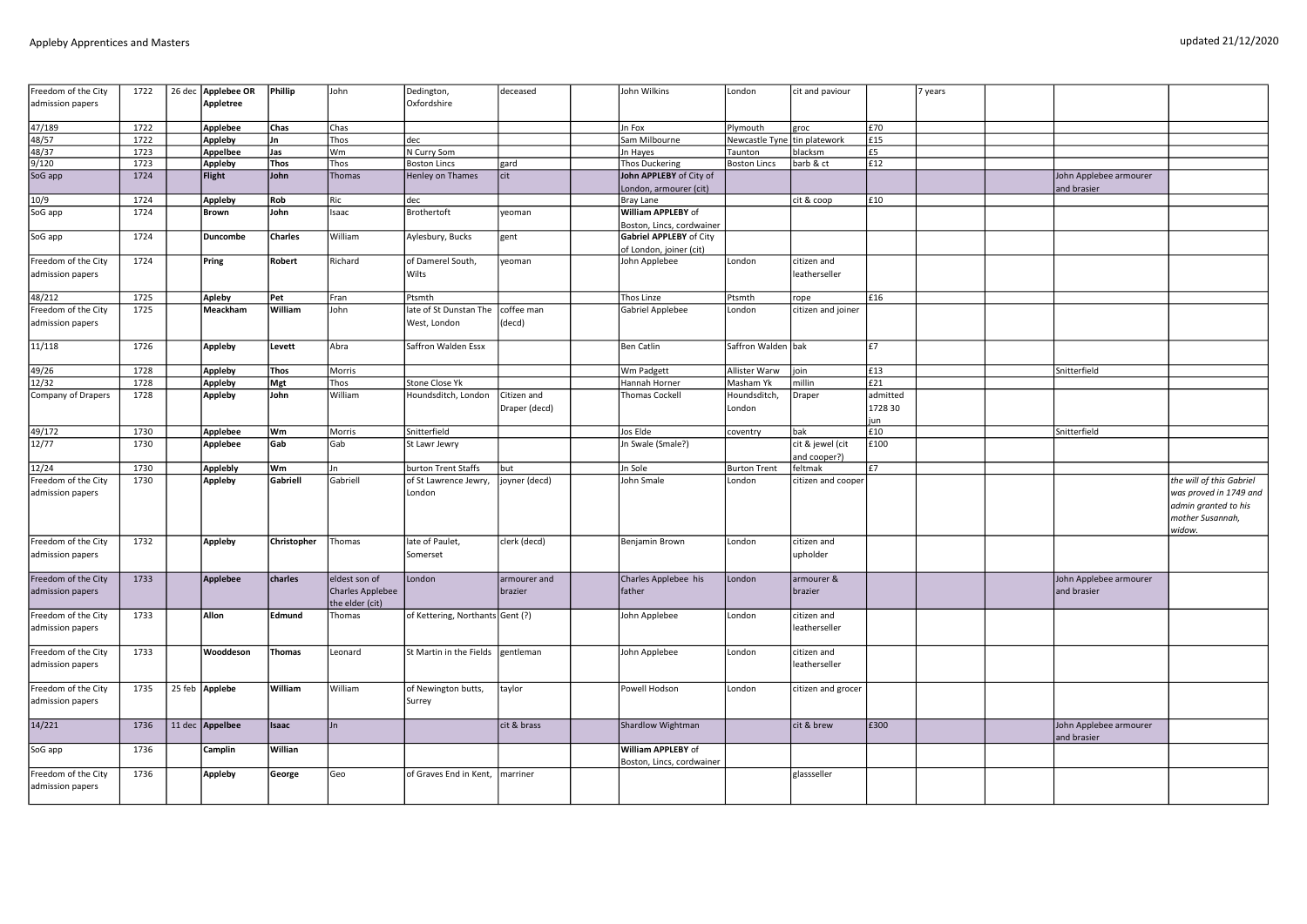| | | | | | | | | | | | | | | | | | |
|---|---|---|---|---|---|---|---|---|---|---|---|---|---|---|---|---|---|
| Freedom of the City admission papers | 1722 | 26 dec | **Applebee OR Appletree** | **Phillip** | John | Dedington, Oxfordshire | deceased | | John Wilkins | London | cit and paviour | | 7 years | | | | |
| 47/189 | 1722 | | **Applebee** | **Chas** | Chas | | | | Jn Fox | Plymouth | groc | £70 | | | | | |
| 48/57 | 1722 | | **Appleby** | **Jn** | Thos | dec | | | Sam Milbourne | Newcastle Tyne | tin platework | £15 | | | | | |
| 48/37 | 1723 | | **Appelbee** | **Jas** | Wm | N Curry Som | | | Jn Hayes | Taunton | blacksm | £5 | | | | | |
| 9/120 | 1723 | | **Appleby** | **Thos** | Thos | Boston Lincs | gard | | Thos Duckering | Boston Lincs | barb & ct | £12 | | | | | |
| SoG app | 1724 | | **Flight** | **John** | Thomas | Henley on Thames | cit | | **John APPLEBY** of City of London, armourer (cit) | | | | | | | John Applebee armourer and brasier | |
| 10/9 | 1724 | | **Appleby** | **Rob** | Ric | dec | | | Bray Lane | | cit & coop | £10 | | | | | |
| SoG app | 1724 | | **Brown** | **John** | Isaac | Brothertoft | yeoman | | **William APPLEBY** of Boston, Lincs, cordwainer | | | | | | | | |
| SoG app | 1724 | | **Duncombe** | **Charles** | William | Aylesbury, Bucks | gent | | **Gabriel APPLEBY** of City of London, joiner (cit) | | | | | | | | |
| Freedom of the City admission papers | 1724 | | **Pring** | **Robert** | Richard | of Damerel South, Wilts | yeoman | | John Applebee | London | citizen and leatherseller | | | | | | |
| 48/212 | 1725 | | **Apleby** | **Pet** | Fran | Ptsmth | | | Thos Linze | Ptsmth | rope | £16 | | | | | |
| Freedom of the City admission papers | 1725 | | **Meackham** | **William** | John | late of St Dunstan The West, London | coffee man (decd) | | Gabriel Applebee | London | citizen and joiner | | | | | | |
| 11/118 | 1726 | | **Appleby** | **Levett** | Abra | Saffron Walden Essx | | | Ben Catlin | Saffron Walden | bak | £7 | | | | | |
| 49/26 | 1728 | | **Appleby** | **Thos** | Morris | | | | Wm Padgett | Allister Warw | join | £13 | | | | Snitterfield | |
| 12/32 | 1728 | | **Appleby** | **Mgt** | Thos | Stone Close Yk | | | Hannah Horner | Masham Yk | millin | £21 | | | | | |
| Company of Drapers | 1728 | | **Appleby** | **John** | William | Houndsditch, London | Citizen and Draper (decd) | | Thomas Cockell | Houndsditch, London | Draper | admitted 1728 30 jun | | | | | |
| 49/172 | 1730 | | **Applebee** | **Wm** | Morris | Snitterfield | | | Jos Elde | coventry | bak | £10 | | | | Snitterfield | |
| 12/77 | 1730 | | **Applebee** | **Gab** | Gab | St Lawr Jewry | | | Jn Swale (Smale?) | | cit & jewel (cit and cooper?) | £100 | | | | | |
| 12/24 | 1730 | | **Applebly** | **Wm** | Jn | burton Trent Staffs | but | | Jn Sole | Burton Trent | feltmak | £7 | | | | | |
| Freedom of the City admission papers | 1730 | | **Appleby** | **Gabriell** | Gabriell | of St Lawrence Jewry, London | joyner (decd) | | John Smale | London | citizen and cooper | | | | | | *the will of this Gabriel was proved in 1749 and admin granted to his mother Susannah, widow.* |
| Freedom of the City admission papers | 1732 | | **Appleby** | **Christopher** | Thomas | late of Paulet, Somerset | clerk (decd) | | Benjamin Brown | London | citizen and upholder | | | | | | |
| Freedom of the City admission papers | 1733 | | **Applebee** | **charles** | eldest son of Charles Applebee the elder (cit) | London | armourer and brazier | | Charles Applebee his father | London | armourer & brazier | | | | | John Applebee armourer and brasier | |
| Freedom of the City admission papers | 1733 | | **Allon** | **Edmund** | Thomas | of Kettering, Northants | Gent (?) | | John Applebee | London | citizen and leatherseller | | | | | | |
| Freedom of the City admission papers | 1733 | | **Wooddeson** | **Thomas** | Leonard | St Martin in the Fields | gentleman | | John Applebee | London | citizen and leatherseller | | | | | | |
| Freedom of the City admission papers | 1735 | 25 feb | **Applebe** | **William** | William | of Newington butts, Surrey | taylor | | Powell Hodson | London | citizen and grocer | | | | | | |
| 14/221 | 1736 | 11 dec | **Appelbee** | **Isaac** | Jn | | cit & brass | | Shardlow Wightman | | cit & brew | £300 | | | | John Applebee armourer and brasier | |
| SoG app | 1736 | | **Camplin** | **Willian** | | | | | **William APPLEBY** of Boston, Lincs, cordwainer | | | | | | | | |
| Freedom of the City admission papers | 1736 | | **Appleby** | **George** | Geo | of Graves End in Kent, | marriner | | | | glassseller | | | | | | |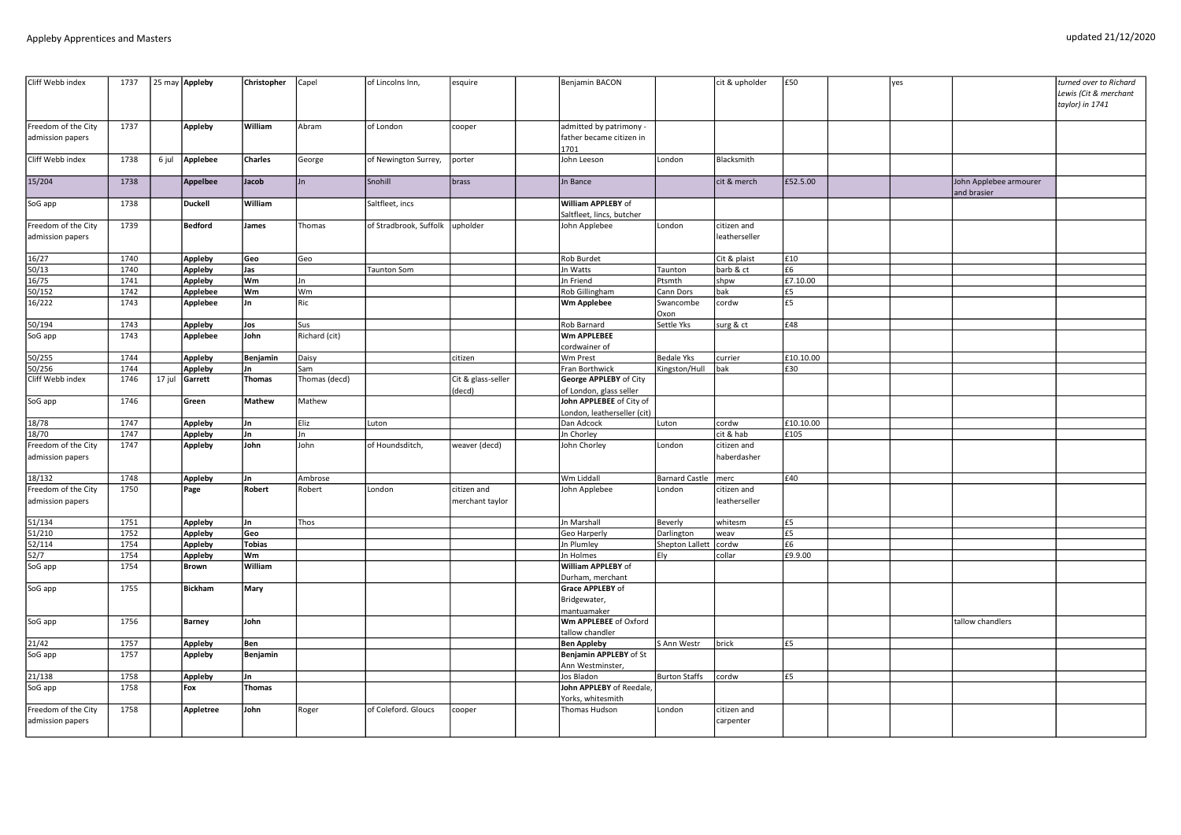| Cliff Webb index | 1737 | 25 may | **Appleby** | **Christopher** | Capel | of Lincolns Inn, | esquire | | Benjamin BACON | | cit & upholder | £50 | | yes | | *turned over to Richard Lewis (Cit & merchant taylor) in 1741* |
|---|---|---|---|---|---|---|---|---|---|---|---|---|---|---|---|---|
| Freedom of the City admission papers | 1737 | | **Appleby** | **William** | Abram | of London | cooper | | admitted by patrimony - father became citizen in 1701 | | | | | | | |
| Cliff Webb index | 1738 | 6 jul | **Applebee** | **Charles** | George | of Newington Surrey, | porter | | John Leeson | London | Blacksmith | | | | | |
| 15/204 | 1738 | | **Appelbee** | **Jacob** | Jn | Snohill | brass | | Jn Bance | | cit & merch | £52.5.00 | | | John Applebee armourer and brasier | |
| SoG app | 1738 | | **Duckell** | **William** | | Saltfleet, incs | | | **William APPLEBY** of Saltfleet, lincs, butcher | | | | | | | |
| Freedom of the City admission papers | 1739 | | **Bedford** | **James** | Thomas | of Stradbrook, Suffolk | upholder | | John Applebee | London | citizen and leatherseller | | | | | |
| 16/27 | 1740 | | **Appleby** | **Geo** | Geo | | | | Rob Burdet | | Cit & plaist | £10 | | | | |
| 50/13 | 1740 | | **Appleby** | **Jas** | | Taunton Som | | | Jn Watts | Taunton | barb & ct | £6 | | | | |
| 16/75 | 1741 | | **Appleby** | **Wm** | Jn | | | | Jn Friend | Ptsmth | shpw | £7.10.00 | | | | |
| 50/152 | 1742 | | **Applebee** | **Wm** | Wm | | | | Rob Gillingham | Cann Dors | bak | £5 | | | | |
| 16/222 | 1743 | | **Applebee** | **Jn** | Ric | | | | **Wm Applebee** | Swancombe Oxon | cordw | £5 | | | | |
| 50/194 | 1743 | | **Appleby** | **Jos** | Sus | | | | Rob Barnard | Settle Yks | surg & ct | £48 | | | | |
| SoG app | 1743 | | **Applebee** | **John** | Richard (cit) | | | | **Wm APPLEBEE** cordwainer of | | | | | | | |
| 50/255 | 1744 | | **Appleby** | **Benjamin** | Daisy | | citizen | | Wm Prest | Bedale Yks | currier | £10.10.00 | | | | |
| 50/256 | 1744 | | **Appleby** | **Jn** | Sam | | | | Fran Borthwick | Kingston/Hull | bak | £30 | | | | |
| Cliff Webb index | 1746 | 17 jul | **Garrett** | **Thomas** | Thomas (decd) | | Cit & glass-seller (decd) | | **George APPLEBY** of City of London, glass seller | | | | | | | |
| SoG app | 1746 | | **Green** | **Mathew** | Mathew | | | | **John APPLEBEE** of City of London, leatherseller (cit) | | | | | | | |
| 18/78 | 1747 | | **Appleby** | **Jn** | Eliz | Luton | | | Dan Adcock | Luton | cordw | £10.10.00 | | | | |
| 18/70 | 1747 | | **Appleby** | **Jn** | Jn | | | | Jn Chorley | | cit & hab | £105 | | | | |
| Freedom of the City admission papers | 1747 | | **Appleby** | **John** | John | of Houndsditch, | weaver (decd) | | John Chorley | London | citizen and haberdasher | | | | | |
| 18/132 | 1748 | | **Appleby** | **Jn** | Ambrose | | | | Wm Liddall | Barnard Castle | merc | £40 | | | | |
| Freedom of the City admission papers | 1750 | | **Page** | **Robert** | Robert | London | citizen and merchant taylor | | John Applebee | London | citizen and leatherseller | | | | | |
| 51/134 | 1751 | | **Appleby** | **Jn** | Thos | | | | Jn Marshall | Beverly | whitesm | £5 | | | | |
| 51/210 | 1752 | | **Appleby** | **Geo** | | | | | Geo Harperly | Darlington | weav | £5 | | | | |
| 52/114 | 1754 | | **Appleby** | **Tobias** | | | | | Jn Plumley | Shepton Lallett | cordw | £6 | | | | |
| 52/7 | 1754 | | **Appleby** | **Wm** | | | | | Jn Holmes | Ely | collar | £9.9.00 | | | | |
| SoG app | 1754 | | **Brown** | **William** | | | | | **William APPLEBY** of Durham, merchant | | | | | | | |
| SoG app | 1755 | | **Bickham** | **Mary** | | | | | **Grace APPLEBY** of Bridgewater, mantuamaker | | | | | | | |
| SoG app | 1756 | | **Barney** | **John** | | | | | **Wm APPLEBEE** of Oxford tallow chandler | | | | | | tallow chandlers | |
| 21/42 | 1757 | | **Appleby** | **Ben** | | | | | **Ben Appleby** | S Ann Westr | brick | £5 | | | | |
| SoG app | 1757 | | **Appleby** | **Benjamin** | | | | | **Benjamin APPLEBY** of St Ann Westminster, | | | | | | | |
| 21/138 | 1758 | | **Appleby** | **Jn** | | | | | Jos Bladon | Burton Staffs | cordw | £5 | | | | |
| SoG app | 1758 | | **Fox** | **Thomas** | | | | | **John APPLEBY** of Reedale, Yorks, whitesmith | | | | | | | |
| Freedom of the City admission papers | 1758 | | **Appletree** | **John** | Roger | of Coleford. Gloucs | cooper | | Thomas Hudson | London | citizen and carpenter | | | | | |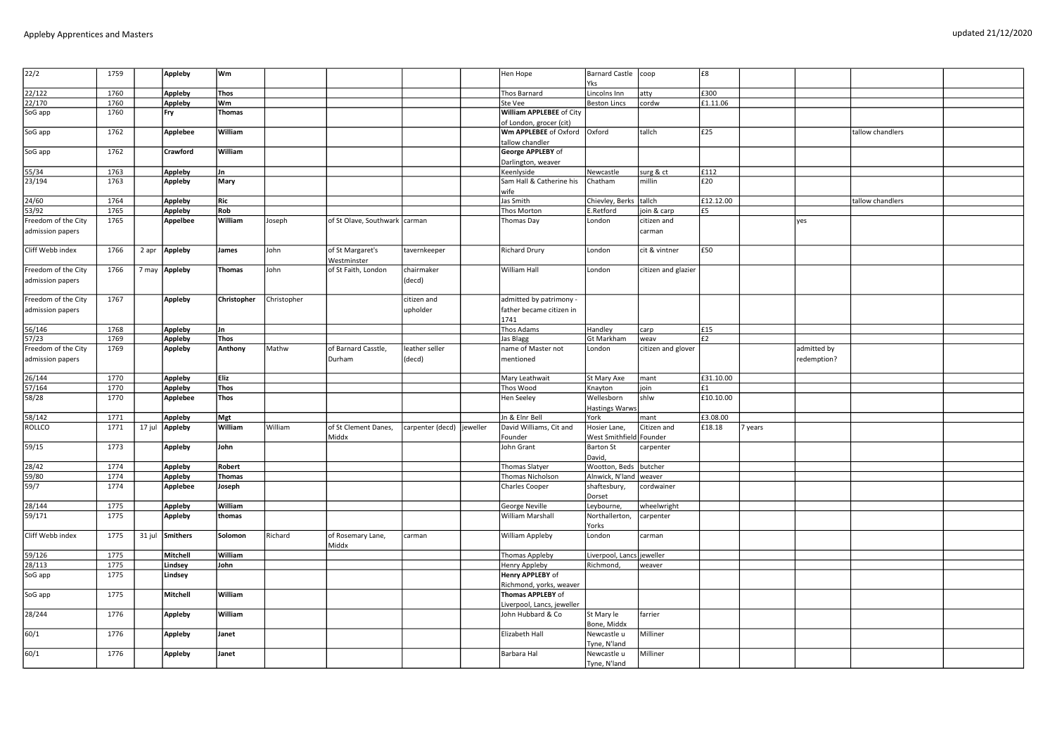| 22/2 | 1759 | | Appleby | Wm | | | | | Hen Hope | Barnard Castle Yks | coop | £8 | | | | |
|---|---|---|---|---|---|---|---|---|---|---|---|---|---|---|---|---|
| 22/122 | 1760 | | Appleby | Thos | | | | | Thos Barnard | Lincolns Inn | atty | £300 | | | | |
| 22/170 | 1760 | | Appleby | Wm | | | | | Ste Vee | Beston Lincs | cordw | £1.11.06 | | | | |
| SoG app | 1760 | | Fry | Thomas | | | | | **William APPLEBEE** of City of London, grocer (cit) | | | | | | | |
| SoG app | 1762 | | Applebee | William | | | | | **Wm APPLEBEE** of Oxford tallow chandler | Oxford | tallch | £25 | | | tallow chandlers | |
| SoG app | 1762 | | Crawford | William | | | | | **George APPLEBY** of Darlington, weaver | | | | | | | |
| 55/34 | 1763 | | Appleby | Jn | | | | | Keenlyside | Newcastle | surg & ct | £112 | | | | |
| 23/194 | 1763 | | Appleby | Mary | | | | | Sam Hall & Catherine his wife | Chatham | millin | £20 | | | | |
| 24/60 | 1764 | | Appleby | Ric | | | | | Jas Smith | Chievley, Berks | tallch | £12.12.00 | | | tallow chandlers | |
| 53/92 | 1765 | | Appleby | Rob | | | | | Thos Morton | E.Retford | join & carp | £5 | | | | |
| Freedom of the City admission papers | 1765 | | Appelbee | William | Joseph | of St Olave, Southwark | carman | | Thomas Day | London | citizen and carman | | | yes | | |
| Cliff Webb index | 1766 | 2 apr | Appleby | James | John | of St Margaret's Westminster | tavernkeeper | | Richard Drury | London | cit & vintner | £50 | | | | |
| Freedom of the City admission papers | 1766 | 7 may | Appleby | Thomas | John | of St Faith, London | chairmaker (decd) | | William Hall | London | citizen and glazier | | | | | |
| Freedom of the City admission papers | 1767 | | Appleby | Christopher | Christopher | | citizen and upholder | | admitted by patrimony - father became citizen in 1741 | | | | | | | |
| 56/146 | 1768 | | Appleby | Jn | | | | | Thos Adams | Handley | carp | £15 | | | | |
| 57/23 | 1769 | | Appleby | Thos | | | | | Jas Blagg | Gt Markham | weav | £2 | | | | |
| Freedom of the City admission papers | 1769 | | Appleby | Anthony | Mathw | of Barnard Casstle, Durham | leather seller (decd) | | name of Master not mentioned | London | citizen and glover | | | admitted by redemption? | | |
| 26/144 | 1770 | | Appleby | Eliz | | | | | Mary Leathwait | St Mary Axe | mant | £31.10.00 | | | | |
| 57/164 | 1770 | | Appleby | Thos | | | | | Thos Wood | Knayton | join | £1 | | | | |
| 58/28 | 1770 | | Applebee | Thos | | | | | Hen Seeley | Wellesborn Hastings Warws | shlw | £10.10.00 | | | | |
| 58/142 | 1771 | | Appleby | Mgt | | | | | Jn & Elnr Bell | York | mant | £3.08.00 | | | | |
| ROLLCO | 1771 | 17 jul | Appleby | William | William | of St Clement Danes, Middx | carpenter (decd) | jeweller | David Williams, Cit and Founder | Hosier Lane, West Smithfield | Citizen and Founder | £18.18 | 7 years | | | |
| 59/15 | 1773 | | Appleby | John | | | | | John Grant | Barton St David, | carpenter | | | | | |
| 28/42 | 1774 | | Appleby | Robert | | | | | Thomas Slatyer | Wootton, Beds | butcher | | | | | |
| 59/80 | 1774 | | Appleby | Thomas | | | | | Thomas Nicholson | Alnwick, N'land | weaver | | | | | |
| 59/7 | 1774 | | Applebee | Joseph | | | | | Charles Cooper | shaftesbury, Dorset | cordwainer | | | | | |
| 28/144 | 1775 | | Appleby | William | | | | | George Neville | Leybourne, | wheelwright | | | | | |
| 59/171 | 1775 | | Appleby | thomas | | | | | William Marshall | Northallerton, Yorks | carpenter | | | | | |
| Cliff Webb index | 1775 | 31 jul | Smithers | Solomon | Richard | of Rosemary Lane, Middx | carman | | William Appleby | London | carman | | | | | |
| 59/126 | 1775 | | Mitchell | William | | | | | Thomas Appleby | Liverpool, Lancs | jeweller | | | | | |
| 28/113 | 1775 | | Lindsey | John | | | | | Henry Appleby | Richmond, | weaver | | | | | |
| SoG app | 1775 | | Lindsey | | | | | | **Henry APPLEBY** of Richmond, yorks, weaver | | | | | | | |
| SoG app | 1775 | | Mitchell | William | | | | | **Thomas APPLEBY** of Liverpool, Lancs, jeweller | | | | | | | |
| 28/244 | 1776 | | Appleby | William | | | | | John Hubbard & Co | St Mary le Bone, Middx | farrier | | | | | |
| 60/1 | 1776 | | Appleby | Janet | | | | | Elizabeth Hall | Newcastle u Tyne, N'land | Milliner | | | | | |
| 60/1 | 1776 | | Appleby | Janet | | | | | Barbara Hal | Newcastle u Tyne, N'land | Milliner | | | | | |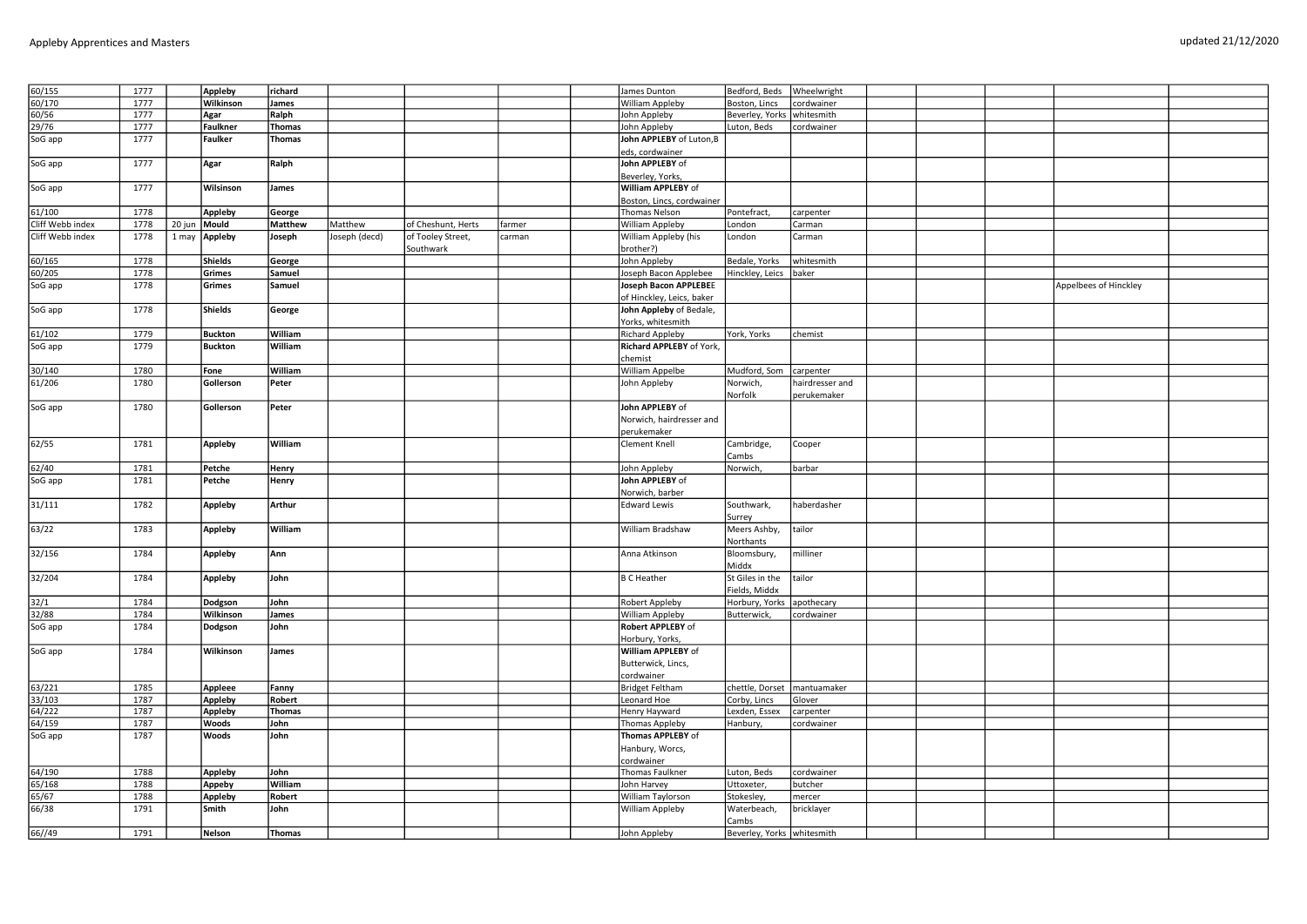| 60/155 | 1777 | | **Appleby** | **richard** | | | | | James Dunton | Bedford, Beds | Wheelwright | | | | | |
|---|---|---|---|---|---|---|---|---|---|---|---|---|---|---|---|---|
| 60/170 | 1777 | | **Wilkinson** | **James** | | | | | William Appleby | Boston, Lincs | cordwainer | | | | | |
| 60/56 | 1777 | | **Agar** | **Ralph** | | | | | John Appleby | Beverley, Yorks | whitesmith | | | | | |
| 29/76 | 1777 | | **Faulkner** | **Thomas** | | | | | John Appleby | Luton, Beds | cordwainer | | | | | |
| SoG app | 1777 | | **Faulker** | **Thomas** | | | | | **John APPLEBY** of Luton,Beds, cordwainer | | | | | | | |
| SoG app | 1777 | | **Agar** | **Ralph** | | | | | **John APPLEBY** of Beverley, Yorks, | | | | | | | |
| SoG app | 1777 | | **Wilsinson** | **James** | | | | | **William APPLEBY** of Boston, Lincs, cordwainer | | | | | | | |
| 61/100 | 1778 | | **Appleby** | **George** | | | | | Thomas Nelson | Pontefract, | carpenter | | | | | |
| Cliff Webb index | 1778 | 20 jun | **Mould** | **Matthew** | Matthew | of Cheshunt, Herts | farmer | | William Appleby | London | Carman | | | | | |
| Cliff Webb index | 1778 | 1 may | **Appleby** | **Joseph** | Joseph (decd) | of Tooley Street, Southwark | carman | | William Appleby (his brother?) | London | Carman | | | | | |
| 60/165 | 1778 | | **Shields** | **George** | | | | | John Appleby | Bedale, Yorks | whitesmith | | | | | |
| 60/205 | 1778 | | **Grimes** | **Samuel** | | | | | Joseph Bacon Applebee | Hinckley, Leics | baker | | | | | |
| SoG app | 1778 | | **Grimes** | **Samuel** | | | | | **Joseph Bacon APPLEBEE** of Hinckley, Leics, baker | | | | | | Appelbees of Hinckley | |
| SoG app | 1778 | | **Shields** | **George** | | | | | **John Appleby** of Bedale, Yorks, whitesmith | | | | | | | |
| 61/102 | 1779 | | **Buckton** | **William** | | | | | Richard Appleby | York, Yorks | chemist | | | | | |
| SoG app | 1779 | | **Buckton** | **William** | | | | | **Richard APPLEBY** of York, chemist | | | | | | | |
| 30/140 | 1780 | | **Fone** | **William** | | | | | William Appelbe | Mudford, Som | carpenter | | | | | |
| 61/206 | 1780 | | **Gollerson** | **Peter** | | | | | John Appleby | Norwich, Norfolk | hairdresser and perukemaker | | | | | |
| SoG app | 1780 | | **Gollerson** | **Peter** | | | | | **John APPLEBY** of Norwich, hairdresser and perukemaker | | | | | | | |
| 62/55 | 1781 | | **Appleby** | **William** | | | | | Clement Knell | Cambridge, Cambs | Cooper | | | | | |
| 62/40 | 1781 | | **Petche** | **Henry** | | | | | John Appleby | Norwich, | barbar | | | | | |
| SoG app | 1781 | | **Petche** | **Henry** | | | | | **John APPLEBY** of Norwich, barber | | | | | | | |
| 31/111 | 1782 | | **Appleby** | **Arthur** | | | | | Edward Lewis | Southwark, Surrey | haberdasher | | | | | |
| 63/22 | 1783 | | **Appleby** | **William** | | | | | William Bradshaw | Meers Ashby, Northants | tailor | | | | | |
| 32/156 | 1784 | | **Appleby** | **Ann** | | | | | Anna Atkinson | Bloomsbury, Middx | milliner | | | | | |
| 32/204 | 1784 | | **Appleby** | **John** | | | | | B C Heather | St Giles in the Fields, Middx | tailor | | | | | |
| 32/1 | 1784 | | **Dodgson** | **John** | | | | | Robert Appleby | Horbury, Yorks | apothecary | | | | | |
| 32/88 | 1784 | | **Wilkinson** | **James** | | | | | William Appleby | Butterwick, | cordwainer | | | | | |
| SoG app | 1784 | | **Dodgson** | **John** | | | | | **Robert APPLEBY** of Horbury, Yorks, | | | | | | | |
| SoG app | 1784 | | **Wilkinson** | **James** | | | | | **William APPLEBY** of Butterwick, Lincs, cordwainer | | | | | | | |
| 63/221 | 1785 | | **Appleee** | **Fanny** | | | | | Bridget Feltham | chettle, Dorset | mantuamaker | | | | | |
| 33/103 | 1787 | | **Appleby** | **Robert** | | | | | Leonard Hoe | Corby, Lincs | Glover | | | | | |
| 64/222 | 1787 | | **Appleby** | **Thomas** | | | | | Henry Hayward | Lexden, Essex | carpenter | | | | | |
| 64/159 | 1787 | | **Woods** | **John** | | | | | Thomas Appleby | Hanbury, | cordwainer | | | | | |
| SoG app | 1787 | | **Woods** | **John** | | | | | **Thomas APPLEBY** of Hanbury, Worcs, cordwainer | | | | | | | |
| 64/190 | 1788 | | **Appleby** | **John** | | | | | Thomas Faulkner | Luton, Beds | cordwainer | | | | | |
| 65/168 | 1788 | | **Appeby** | **William** | | | | | John Harvey | Uttoxeter, | butcher | | | | | |
| 65/67 | 1788 | | **Appleby** | **Robert** | | | | | William Taylorson | Stokesley, | mercer | | | | | |
| 66/38 | 1791 | | **Smith** | **John** | | | | | William Appleby | Waterbeach, Cambs | bricklayer | | | | | |
| 66//49 | 1791 | | **Nelson** | **Thomas** | | | | | John Appleby | Beverley, Yorks | whitesmith | | | | | |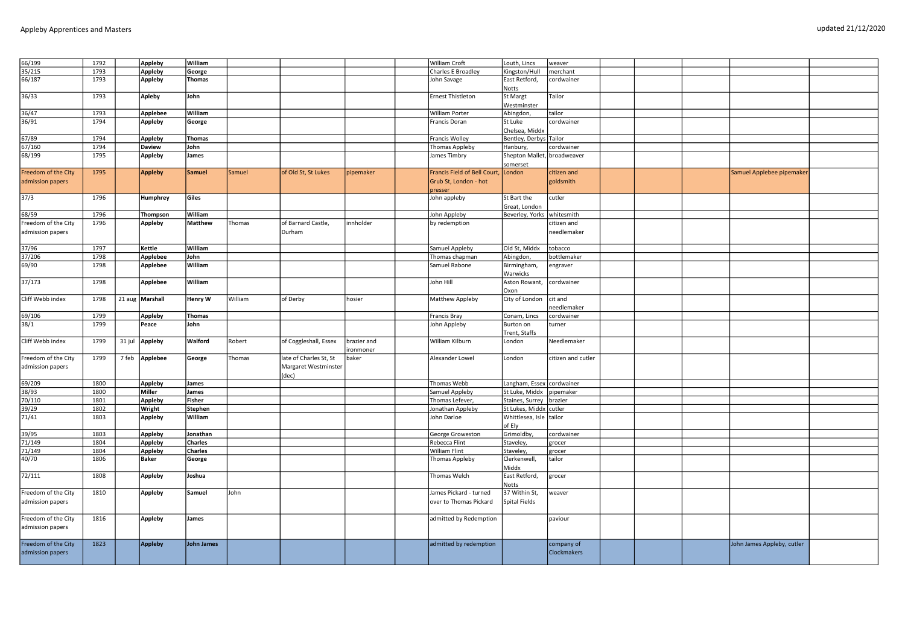| | | | | | | | | | | | | | | | | |
|---|---|---|---|---|---|---|---|---|---|---|---|---|---|---|---|---|
| 66/199 | 1792 | | **Appleby** | **William** | | | | | William Croft | Louth, Lincs | weaver | | | | | |
| 35/215 | 1793 | | **Appleby** | **George** | | | | | Charles E Broadley | Kingston/Hull | merchant | | | | | |
| 66/187 | 1793 | | **Appleby** | **Thomas** | | | | | John Savage | East Retford, Notts | cordwainer | | | | | |
| 36/33 | 1793 | | **Apleby** | **John** | | | | | Ernest Thistleton | St Margt Westminster | Tailor | | | | | |
| 36/47 | 1793 | | **Applebee** | **William** | | | | | William Porter | Abingdon, | tailor | | | | | |
| 36/91 | 1794 | | **Appleby** | **George** | | | | | Francis Doran | St Luke Chelsea, Middx | cordwainer | | | | | |
| 67/89 | 1794 | | **Appleby** | **Thomas** | | | | | Francis Wolley | Bentley, Derbys | Tailor | | | | | |
| 67/160 | 1794 | | **Daview** | **John** | | | | | Thomas Appleby | Hanbury, | cordwainer | | | | | |
| 68/199 | 1795 | | **Appleby** | **James** | | | | | James Timbry | Shepton Mallet, somerset | broadweaver | | | | | |
| Freedom of the City admission papers | 1795 | | **Appleby** | **Samuel** | Samuel | of Old St, St Lukes | pipemaker | | Francis Field of Bell Court, Grub St, London - hot presser | London | citizen and goldsmith | | | | Samuel Applebee pipemaker | |
| 37/3 | 1796 | | **Humphrey** | **Giles** | | | | | John appleby | St Bart the Great, London | cutler | | | | | |
| 68/59 | 1796 | | **Thompson** | **William** | | | | | John Appleby | Beverley, Yorks | whitesmith | | | | | |
| Freedom of the City admission papers | 1796 | | **Appleby** | **Matthew** | Thomas | of Barnard Castle, Durham | innholder | | by redemption | | citizen and needlemaker | | | | | |
| 37/96 | 1797 | | **Kettle** | **William** | | | | | Samuel Appleby | Old St, Middx | tobacco | | | | | |
| 37/206 | 1798 | | **Applebee** | **John** | | | | | Thomas chapman | Abingdon, | bottlemaker | | | | | |
| 69/90 | 1798 | | **Applebee** | **William** | | | | | Samuel Rabone | Birmingham, Warwicks | engraver | | | | | |
| 37/173 | 1798 | | **Applebee** | **William** | | | | | John Hill | Aston Rowant, Oxon | cordwainer | | | | | |
| Cliff Webb index | 1798 | 21 aug | **Marshall** | **Henry W** | William | of Derby | hosier | | Matthew Appleby | City of London | cit and needlemaker | | | | | |
| 69/106 | 1799 | | **Appleby** | **Thomas** | | | | | Francis Bray | Conam, Lincs | cordwainer | | | | | |
| 38/1 | 1799 | | **Peace** | **John** | | | | | John Appleby | Burton on Trent, Staffs | turner | | | | | |
| Cliff Webb index | 1799 | 31 jul | **Appleby** | **Walford** | Robert | of Coggleshall, Essex | brazier and ironmoner | | William Kilburn | London | Needlemaker | | | | | |
| Freedom of the City admission papers | 1799 | 7 feb | **Applebee** | **George** | Thomas | late of Charles St, St Margaret Westminster (dec) | baker | | Alexander Lowel | London | citizen and cutler | | | | | |
| 69/209 | 1800 | | **Appleby** | **James** | | | | | Thomas Webb | Langham, Essex | cordwainer | | | | | |
| 38/93 | 1800 | | **Miller** | **James** | | | | | Samuel Appleby | St Luke, Middx | pipemaker | | | | | |
| 70/110 | 1801 | | **Appleby** | **Fisher** | | | | | Thomas Lefever, | Staines, Surrey | brazier | | | | | |
| 39/29 | 1802 | | **Wright** | **Stephen** | | | | | Jonathan Appleby | St Lukes, Middx | cutler | | | | | |
| 71/41 | 1803 | | **Appleby** | **William** | | | | | John Darloe | Whittlesea, Isle of Ely | tailor | | | | | |
| 39/95 | 1803 | | **Appleby** | **Jonathan** | | | | | George Groweston | Grimoldby, | cordwainer | | | | | |
| 71/149 | 1804 | | **Appleby** | **Charles** | | | | | Rebecca Flint | Staveley, | grocer | | | | | |
| 71/149 | 1804 | | **Appleby** | **Charles** | | | | | William Flint | Staveley, | grocer | | | | | |
| 40/70 | 1806 | | **Baker** | **George** | | | | | Thomas Appleby | Clerkenwell, Middx | tailor | | | | | |
| 72/111 | 1808 | | **Appleby** | **Joshua** | | | | | Thomas Welch | East Retford, Notts | grocer | | | | | |
| Freedom of the City admission papers | 1810 | | **Appleby** | **Samuel** | John | | | | James Pickard - turned over to Thomas Pickard | 37 Within St, Spital Fields | weaver | | | | | |
| Freedom of the City admission papers | 1816 | | **Appleby** | **James** | | | | | admitted by Redemption | | paviour | | | | | |
| Freedom of the City admission papers | 1823 | | **Appleby** | **John James** | | | | | admitted by redemption | | company of Clockmakers | | | | John James Appleby, cutler | |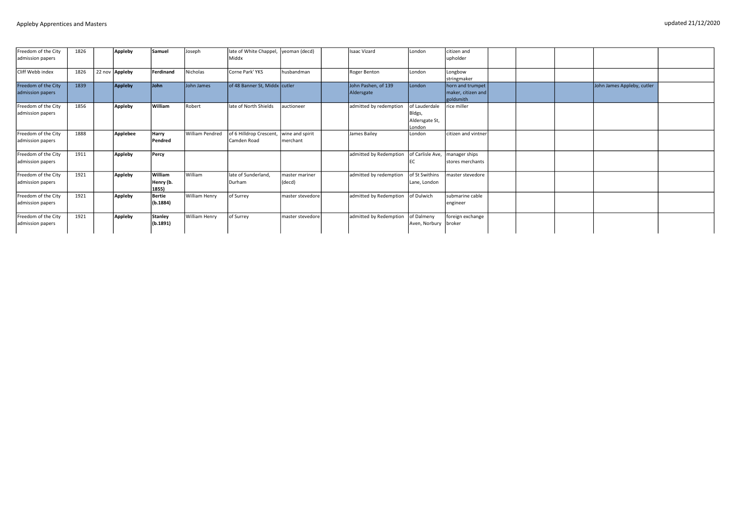| | | | | | | | | | | | | | | | | |
|---|---|---|---|---|---|---|---|---|---|---|---|---|---|---|---|---|
| Freedom of the City admission papers | 1826 | | **Appleby** | **Samuel** | Joseph | late of White Chappel, Middx | yeoman (decd) | | Isaac Vizard | London | citizen and upholder | | | | | |
| Cliff Webb index | 1826 | 22 nov | **Appleby** | **Ferdinand** | Nicholas | Corne Park' YKS | husbandman | | Roger Benton | London | Longbow stringmaker | | | | | |
| Freedom of the City admission papers | 1839 | | **Appleby** | **John** | John James | of 48 Banner St, Middx | cutler | | John Pashen, of 139 Aldersgate | London | horn and trumpet maker, citizen and goldsmith | | | | John James Appleby, cutler | |
| Freedom of the City admission papers | 1856 | | **Appleby** | **William** | Robert | late of North Shields | auctioneer | | admitted by redemption | of Lauderdale Bldgs, Aldersgate St, London | rice miller | | | | | |
| Freedom of the City admission papers | 1888 | | **Applebee** | **Harry Pendred** | William Pendred | of 6 Hilldrop Crescent, Camden Road | wine and spirit merchant | | James Bailey | London | citizen and vintner | | | | | |
| Freedom of the City admission papers | 1911 | | **Appleby** | **Percy** | | | | | admitted by Redemption | of Carlisle Ave, EC | manager ships stores merchants | | | | | |
| Freedom of the City admission papers | 1921 | | **Appleby** | **William Henry (b. 1855)** | William | late of Sunderland, Durham | master mariner (decd) | | admitted by redemption | of St Swithins Lane, London | master stevedore | | | | | |
| Freedom of the City admission papers | 1921 | | **Appleby** | **Bertie (b.1884)** | William Henry | of Surrey | master stevedore | | admitted by Redemption | of Dulwich | submarine cable engineer | | | | | |
| Freedom of the City admission papers | 1921 | | **Appleby** | **Stanley (b.1891)** | William Henry | of Surrey | master stevedore | | admitted by Redemption | of Dalmeny Aven, Norbury | foreign exchange broker | | | | | |